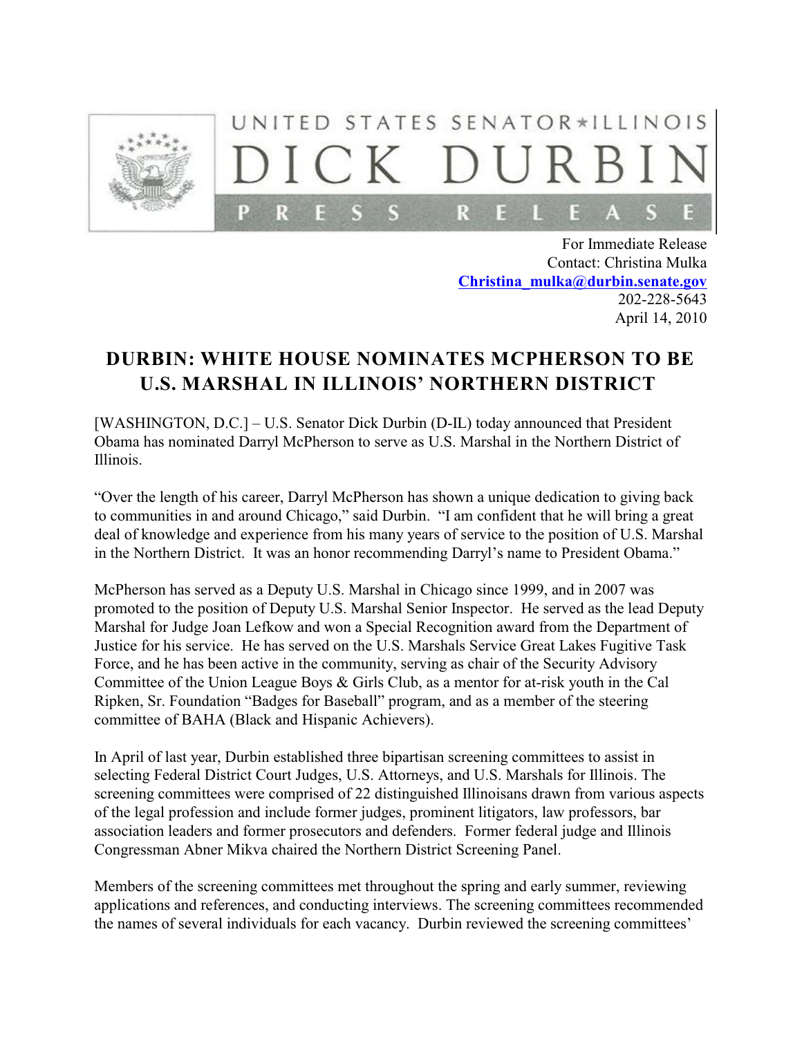UNITED STATES SENATOR★ILLINOIS

DICK DURBIN

PRESS RELEASE

For Immediate Release
Contact: Christina Mulka
Christina_mulka@durbin.senate.gov
202-228-5643
April 14, 2010

# DURBIN: WHITE HOUSE NOMINATES MCPHERSON TO BE U.S. MARSHAL IN ILLINOIS' NORTHERN DISTRICT

[WASHINGTON, D.C.] – U.S. Senator Dick Durbin (D-IL) today announced that President Obama has nominated Darryl McPherson to serve as U.S. Marshal in the Northern District of Illinois.

"Over the length of his career, Darryl McPherson has shown a unique dedication to giving back to communities in and around Chicago," said Durbin. "I am confident that he will bring a great deal of knowledge and experience from his many years of service to the position of U.S. Marshal in the Northern District. It was an honor recommending Darryl's name to President Obama."

McPherson has served as a Deputy U.S. Marshal in Chicago since 1999, and in 2007 was promoted to the position of Deputy U.S. Marshal Senior Inspector. He served as the lead Deputy Marshal for Judge Joan Lefkow and won a Special Recognition award from the Department of Justice for his service. He has served on the U.S. Marshals Service Great Lakes Fugitive Task Force, and he has been active in the community, serving as chair of the Security Advisory Committee of the Union League Boys & Girls Club, as a mentor for at-risk youth in the Cal Ripken, Sr. Foundation "Badges for Baseball" program, and as a member of the steering committee of BAHA (Black and Hispanic Achievers).

In April of last year, Durbin established three bipartisan screening committees to assist in selecting Federal District Court Judges, U.S. Attorneys, and U.S. Marshals for Illinois. The screening committees were comprised of 22 distinguished Illinoisans drawn from various aspects of the legal profession and include former judges, prominent litigators, law professors, bar association leaders and former prosecutors and defenders. Former federal judge and Illinois Congressman Abner Mikva chaired the Northern District Screening Panel.

Members of the screening committees met throughout the spring and early summer, reviewing applications and references, and conducting interviews. The screening committees recommended the names of several individuals for each vacancy. Durbin reviewed the screening committees'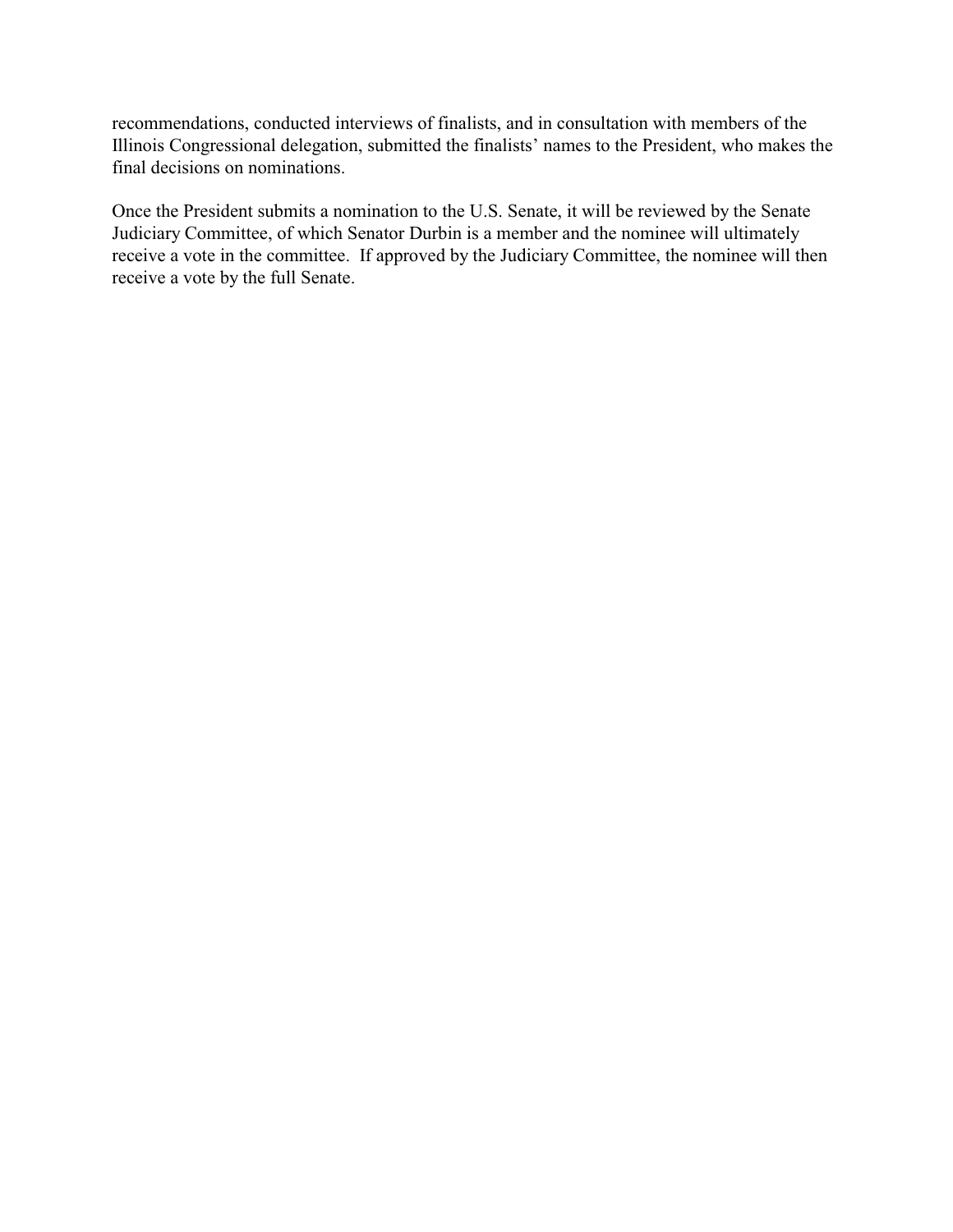recommendations, conducted interviews of finalists, and in consultation with members of the Illinois Congressional delegation, submitted the finalists' names to the President, who makes the final decisions on nominations.

Once the President submits a nomination to the U.S. Senate, it will be reviewed by the Senate Judiciary Committee, of which Senator Durbin is a member and the nominee will ultimately receive a vote in the committee. If approved by the Judiciary Committee, the nominee will then receive a vote by the full Senate.